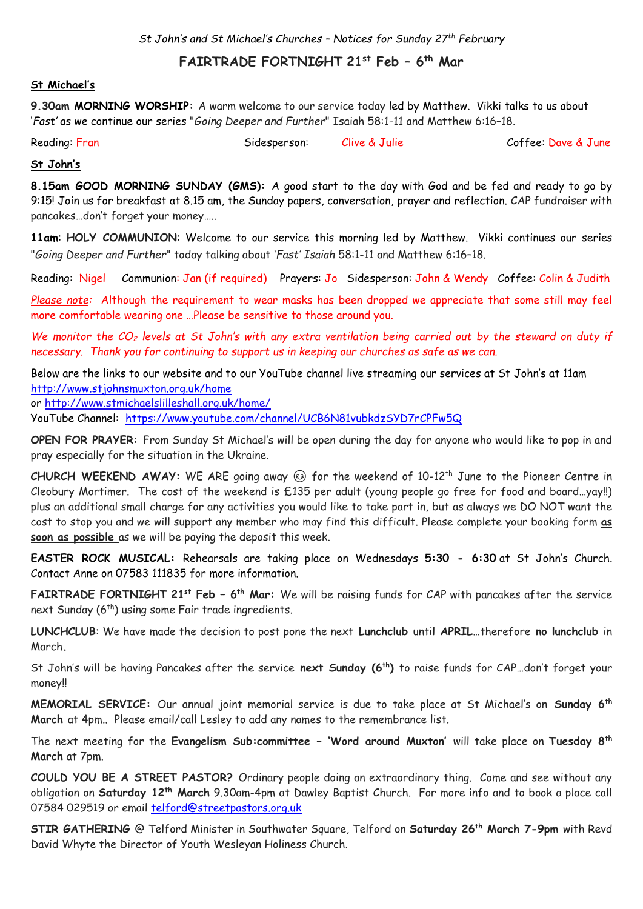*St John's and St Michael's Churches – Notices for Sunday 27th February*

# FAIRTRADE FORTNIGHT 21st Feb – 6th Mar

**St Michael's**

**9.30am MORNING WORSHIP:** A warm welcome to our service today led by Matthew. Vikki talks to us about '*Fast*' as we continue our series "*Going Deeper and Further*" Isaiah 58:1-11 and Matthew 6:16–18.

Reading: Fran Sidesperson: Clive & Julie Coffee: Dave & June

**St John's**

**8.15am GOOD MORNING SUNDAY (GMS):** A good start to the day with God and be fed and ready to go by 9:15! Join us for breakfast at 8.15 am, the Sunday papers, conversation, prayer and reflection. CAP fundraiser with pancakes…don't forget your money…..

**11am**: **HOLY COMMUNION**: Welcome to our service this morning led by Matthew. Vikki continues our series "*Going Deeper and Further*" today talking about '*Fast' Isaiah* 58:1-11 and Matthew 6:16–18.

Reading: Nigel Communion: Jan (if required) Prayers: Jo Sidesperson: John & Wendy Coffee: Colin & Judith

*Please note*: Although the requirement to wear masks has been dropped we appreciate that some still may feel more comfortable wearing one …Please be sensitive to those around you.

*We monitor the $CO_2$ levels at St John's with any extra ventilation being carried out by the steward on duty if necessary. Thank you for continuing to support us in keeping our churches as safe as we can.*

Below are the links to our website and to our YouTube channel live streaming our services at St John's at 11am
http://www.stjohnsmuxton.org.uk/home
or http://www.stmichaelslilleshall.org.uk/home/
YouTube Channel: https://www.youtube.com/channel/UCB6N81vubkdzSYD7rCPFw5Q

**OPEN FOR PRAYER:** From Sunday St Michael's will be open during the day for anyone who would like to pop in and pray especially for the situation in the Ukraine.

**CHURCH WEEKEND AWAY:** WE ARE going away ☺ for the weekend of 10-12th June to the Pioneer Centre in Cleobury Mortimer. The cost of the weekend is £135 per adult (young people go free for food and board…yay!!) plus an additional small charge for any activities you would like to take part in, but as always we DO NOT want the cost to stop you and we will support any member who may find this difficult. Please complete your booking form **as soon as possible** as we will be paying the deposit this week.

**EASTER ROCK MUSICAL:** Rehearsals are taking place on Wednesdays **5:30 - 6:30** at St John's Church. Contact Anne on 07583 111835 for more information.

**FAIRTRADE FORTNIGHT 21st Feb – 6th Mar:** We will be raising funds for CAP with pancakes after the service next Sunday (6th) using some Fair trade ingredients.

**LUNCHCLUB**: We have made the decision to post pone the next **Lunchclub** until **APRIL**…therefore **no lunchclub** in March.

St John's will be having Pancakes after the service **next Sunday (6th)** to raise funds for CAP…don't forget your money!!

**MEMORIAL SERVICE:** Our annual joint memorial service is due to take place at St Michael's on **Sunday 6th March** at 4pm.. Please email/call Lesley to add any names to the remembrance list.

The next meeting for the **Evangelism Sub:committee – 'Word around Muxton'** will take place on **Tuesday 8th March** at 7pm.

**COULD YOU BE A STREET PASTOR?** Ordinary people doing an extraordinary thing. Come and see without any obligation on **Saturday 12th March** 9.30am-4pm at Dawley Baptist Church. For more info and to book a place call 07584 029519 or email telford@streetpastors.org.uk

**STIR GATHERING** @ Telford Minister in Southwater Square, Telford on **Saturday 26th March 7-9pm** with Revd David Whyte the Director of Youth Wesleyan Holiness Church.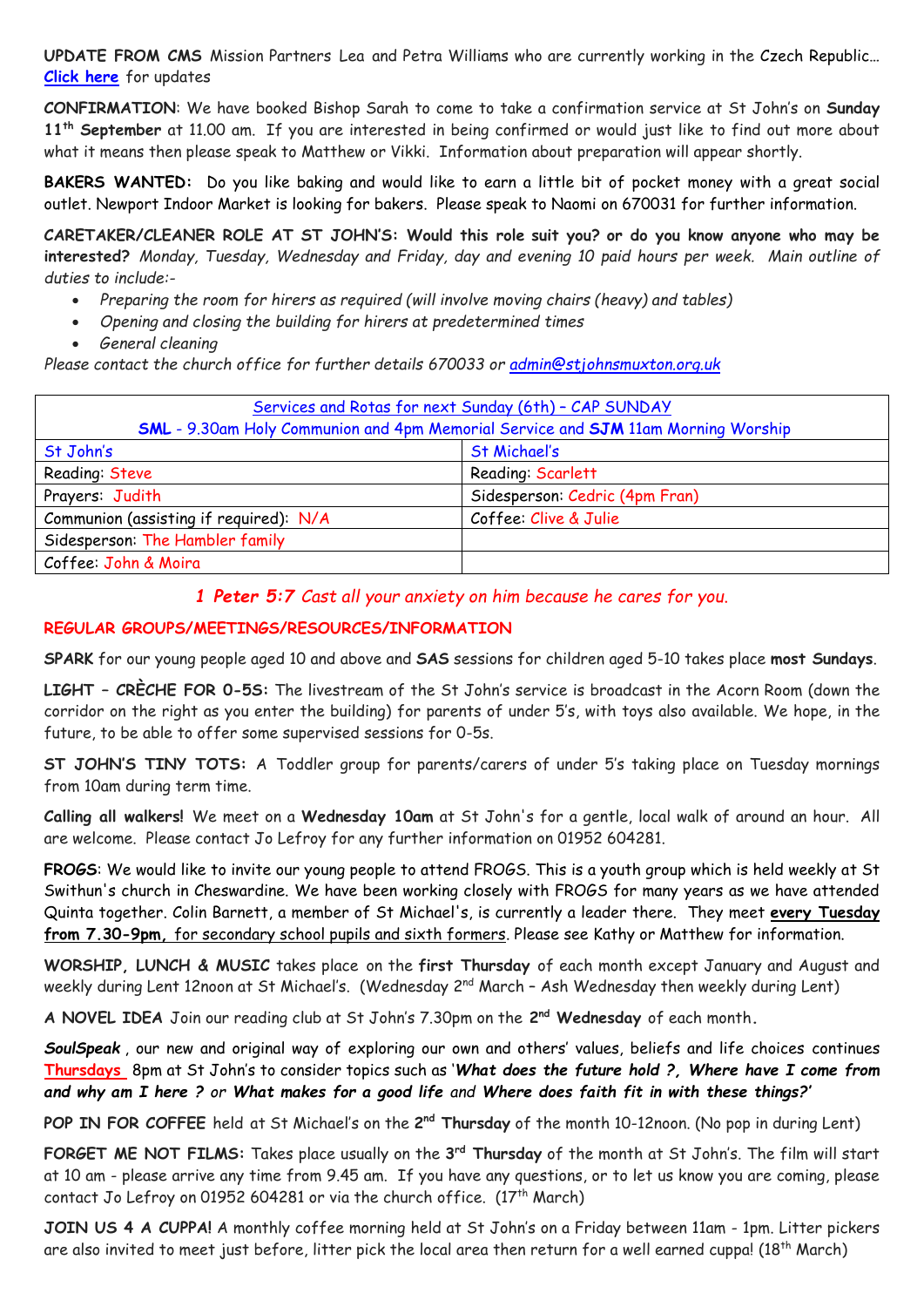**UPDATE FROM CMS** Mission Partners Lea and Petra Williams who are currently working in the Czech Republic… **Click here** for updates

**CONFIRMATION**: We have booked Bishop Sarah to come to take a confirmation service at St John's on **Sunday 11th September** at 11.00 am. If you are interested in being confirmed or would just like to find out more about what it means then please speak to Matthew or Vikki. Information about preparation will appear shortly.

**BAKERS WANTED:** Do you like baking and would like to earn a little bit of pocket money with a great social outlet. Newport Indoor Market is looking for bakers. Please speak to Naomi on 670031 for further information.

**CARETAKER/CLEANER ROLE AT ST JOHN'S: Would this role suit you? or do you know anyone who may be interested?** *Monday, Tuesday, Wednesday and Friday, day and evening 10 paid hours per week. Main outline of duties to include:-*

- *Preparing the room for hirers as required (will involve moving chairs (heavy) and tables)*
- *Opening and closing the building for hirers at predetermined times*
- *General cleaning*

*Please contact the church office for further details 670033 or admin@stjohnsmuxton.org.uk*

| Services and Rotas for next Sunday (6th) – *CAP SUNDAY*<br>**SML** - 9.30am Holy Communion and 4pm Memorial Service and **SJM** 11am Morning Worship | |
|---|---|
| St John's | St Michael's |
| Reading: Steve | Reading: Scarlett |
| Prayers: Judith | Sidesperson: Cedric (4pm Fran) |
| Communion (assisting if required): N/A | Coffee: Clive & Julie |
| Sidesperson: The Hambler family | |
| Coffee: John & Moira | |

***1 Peter 5:7** Cast all your anxiety on him because he cares for you.*

**REGULAR GROUPS/MEETINGS/RESOURCES/INFORMATION**

**SPARK** for our young people aged 10 and above and **SAS** sessions for children aged 5-10 takes place **most Sundays**.

**LIGHT – CRÈCHE FOR 0-5S:** The livestream of the St John's service is broadcast in the Acorn Room (down the corridor on the right as you enter the building) for parents of under 5's, with toys also available. We hope, in the future, to be able to offer some supervised sessions for 0-5s.

**ST JOHN'S TINY TOTS:** A Toddler group for parents/carers of under 5's taking place on Tuesday mornings from 10am during term time.

**Calling all walkers!** We meet on a **Wednesday 10am** at St John's for a gentle, local walk of around an hour. All are welcome. Please contact Jo Lefroy for any further information on 01952 604281.

**FROGS**: We would like to invite our young people to attend FROGS. This is a youth group which is held weekly at St Swithun's church in Cheswardine. We have been working closely with FROGS for many years as we have attended Quinta together. Colin Barnett, a member of St Michael's, is currently a leader there. They meet **every Tuesday from 7.30-9pm,** for secondary school pupils and sixth formers. Please see Kathy or Matthew for information.

**WORSHIP, LUNCH & MUSIC** takes place on the **first Thursday** of each month except January and August and weekly during Lent 12noon at St Michael's. (Wednesday 2nd March – Ash Wednesday then weekly during Lent)

**A NOVEL IDEA** Join our reading club at St John's 7.30pm on the **2nd Wednesday** of each month.

***SoulSpeak*** , our new and original way of exploring our own and others' values, beliefs and life choices continues **Thursdays** 8pm at St John's to consider topics such as '***What does the future hold ?, Where have I come from and why am I here ?** or **What makes for a good life** and **Where does faith fit in with these things?'***

**POP IN FOR COFFEE** held at St Michael's on the **2nd Thursday** of the month 10-12noon. (No pop in during Lent)

**FORGET ME NOT FILMS:** Takes place usually on the **3rd Thursday** of the month at St John's. The film will start at 10 am - please arrive any time from 9.45 am. If you have any questions, or to let us know you are coming, please contact Jo Lefroy on 01952 604281 or via the church office. (17th March)

**JOIN US 4 A CUPPA!** A monthly coffee morning held at St John's on a Friday between 11am - 1pm. Litter pickers are also invited to meet just before, litter pick the local area then return for a well earned cuppa! (18th March)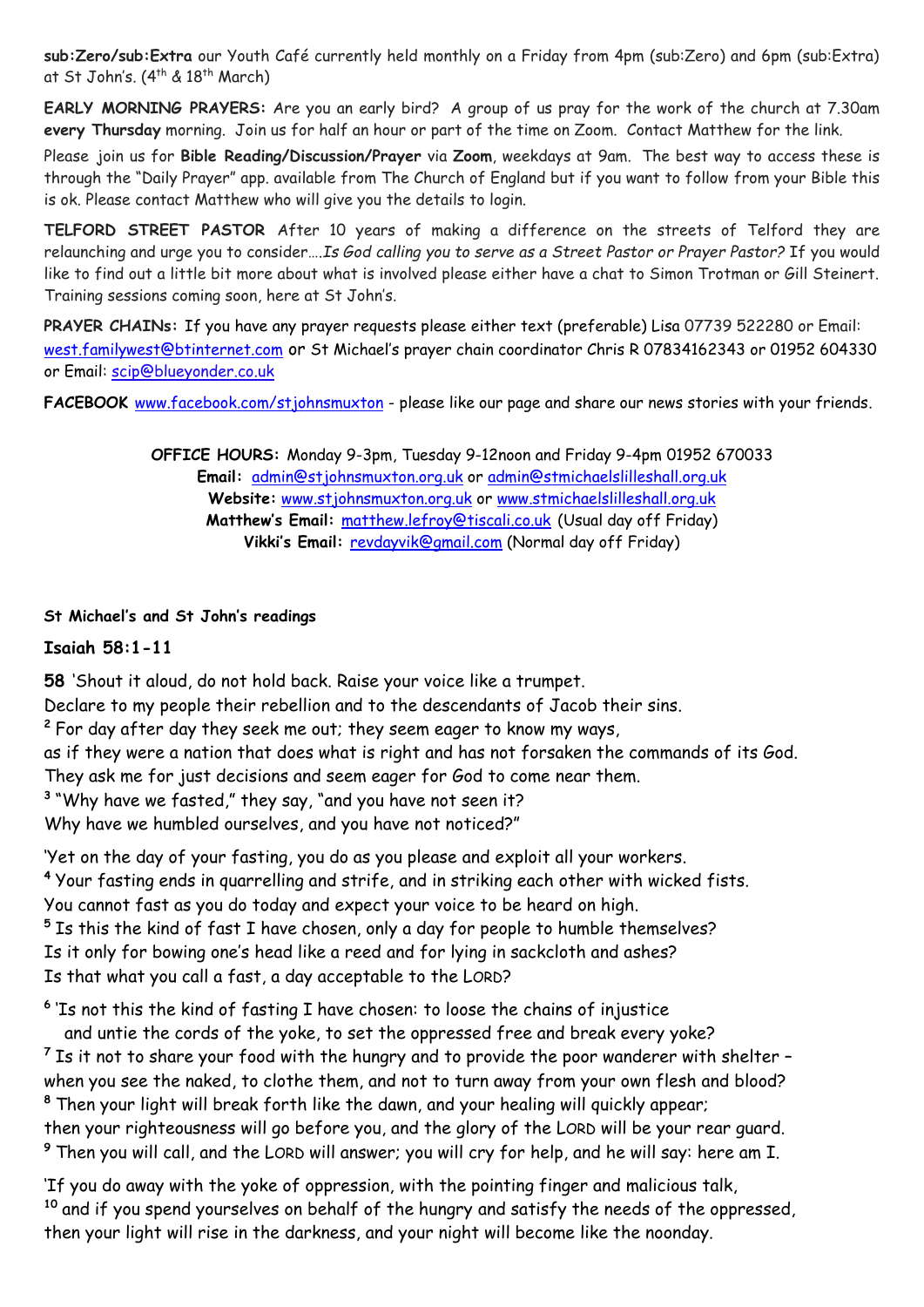**sub:Zero/sub:Extra** our Youth Café currently held monthly on a Friday from 4pm (sub:Zero) and 6pm (sub:Extra) at St John's. (4th & 18th March)

**EARLY MORNING PRAYERS:** Are you an early bird? A group of us pray for the work of the church at 7.30am **every Thursday** morning. Join us for half an hour or part of the time on Zoom. Contact Matthew for the link.

Please join us for **Bible Reading/Discussion/Prayer** via **Zoom**, weekdays at 9am. The best way to access these is through the "Daily Prayer" app. available from The Church of England but if you want to follow from your Bible this is ok. Please contact Matthew who will give you the details to login.

**TELFORD STREET PASTOR** After 10 years of making a difference on the streets of Telford they are relaunching and urge you to consider….*Is God calling you to serve as a Street Pastor or Prayer Pastor?* If you would like to find out a little bit more about what is involved please either have a chat to Simon Trotman or Gill Steinert. Training sessions coming soon, here at St John's.

**PRAYER CHAINs:** If you have any prayer requests please either text (preferable) Lisa 07739 522280 or Email: west.familywest@btinternet.com or St Michael's prayer chain coordinator Chris R 07834162343 or 01952 604330 or Email: scip@blueyonder.co.uk

**FACEBOOK** www.facebook.com/stjohnsmuxton - please like our page and share our news stories with your friends.

**OFFICE HOURS:** Monday 9-3pm, Tuesday 9-12noon and Friday 9-4pm 01952 670033
**Email:** admin@stjohnsmuxton.org.uk or admin@stmichaelslilleshall.org.uk
**Website:** www.stjohnsmuxton.org.uk or www.stmichaelslilleshall.org.uk
**Matthew's Email:** matthew.lefroy@tiscali.co.uk (Usual day off Friday)
**Vikki's Email:** revdayvik@gmail.com (Normal day off Friday)

**St Michael's and St John's readings**

**Isaiah 58:1-11**

**58** 'Shout it aloud, do not hold back. Raise your voice like a trumpet.
Declare to my people their rebellion and to the descendants of Jacob their sins.
2 For day after day they seek me out; they seem eager to know my ways,
as if they were a nation that does what is right and has not forsaken the commands of its God.
They ask me for just decisions and seem eager for God to come near them.
3 "Why have we fasted," they say, "and you have not seen it?
Why have we humbled ourselves, and you have not noticed?"

'Yet on the day of your fasting, you do as you please and exploit all your workers.
4 Your fasting ends in quarrelling and strife, and in striking each other with wicked fists.
You cannot fast as you do today and expect your voice to be heard on high.
5 Is this the kind of fast I have chosen, only a day for people to humble themselves?
Is it only for bowing one's head like a reed and for lying in sackcloth and ashes?
Is that what you call a fast, a day acceptable to the LORD?

6 'Is not this the kind of fasting I have chosen: to loose the chains of injustice
and untie the cords of the yoke, to set the oppressed free and break every yoke?
7 Is it not to share your food with the hungry and to provide the poor wanderer with shelter –
when you see the naked, to clothe them, and not to turn away from your own flesh and blood?
8 Then your light will break forth like the dawn, and your healing will quickly appear;
then your righteousness will go before you, and the glory of the LORD will be your rear guard.
9 Then you will call, and the LORD will answer; you will cry for help, and he will say: here am I.

'If you do away with the yoke of oppression, with the pointing finger and malicious talk,
10 and if you spend yourselves on behalf of the hungry and satisfy the needs of the oppressed,
then your light will rise in the darkness, and your night will become like the noonday.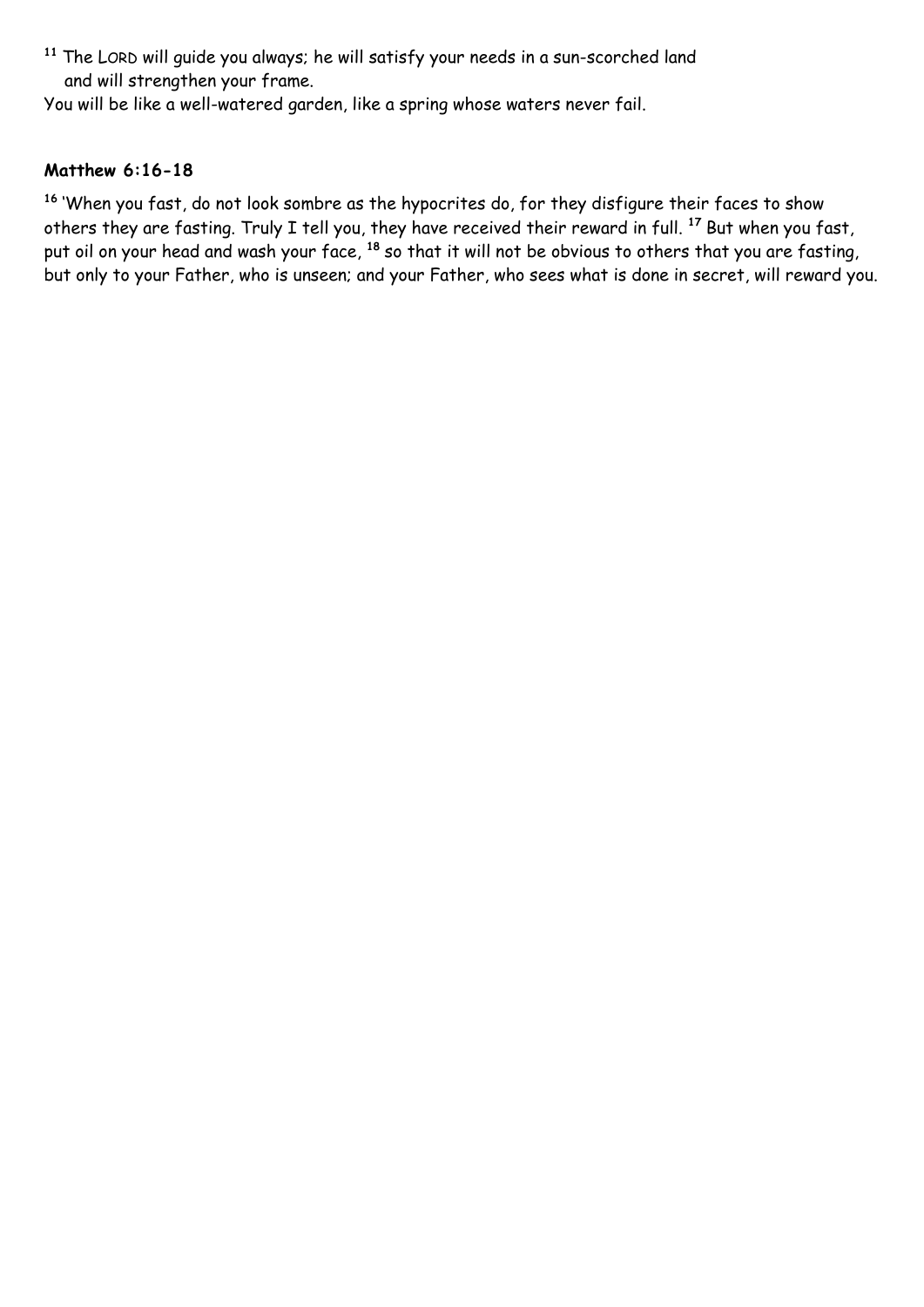[11] The LORD will guide you always; he will satisfy your needs in a sun-scorched land
 and will strengthen your frame.
You will be like a well-watered garden, like a spring whose waters never fail.

**Matthew 6:16-18**

[16] 'When you fast, do not look sombre as the hypocrites do, for they disfigure their faces to show others they are fasting. Truly I tell you, they have received their reward in full. [17] But when you fast, put oil on your head and wash your face, [18] so that it will not be obvious to others that you are fasting, but only to your Father, who is unseen; and your Father, who sees what is done in secret, will reward you.